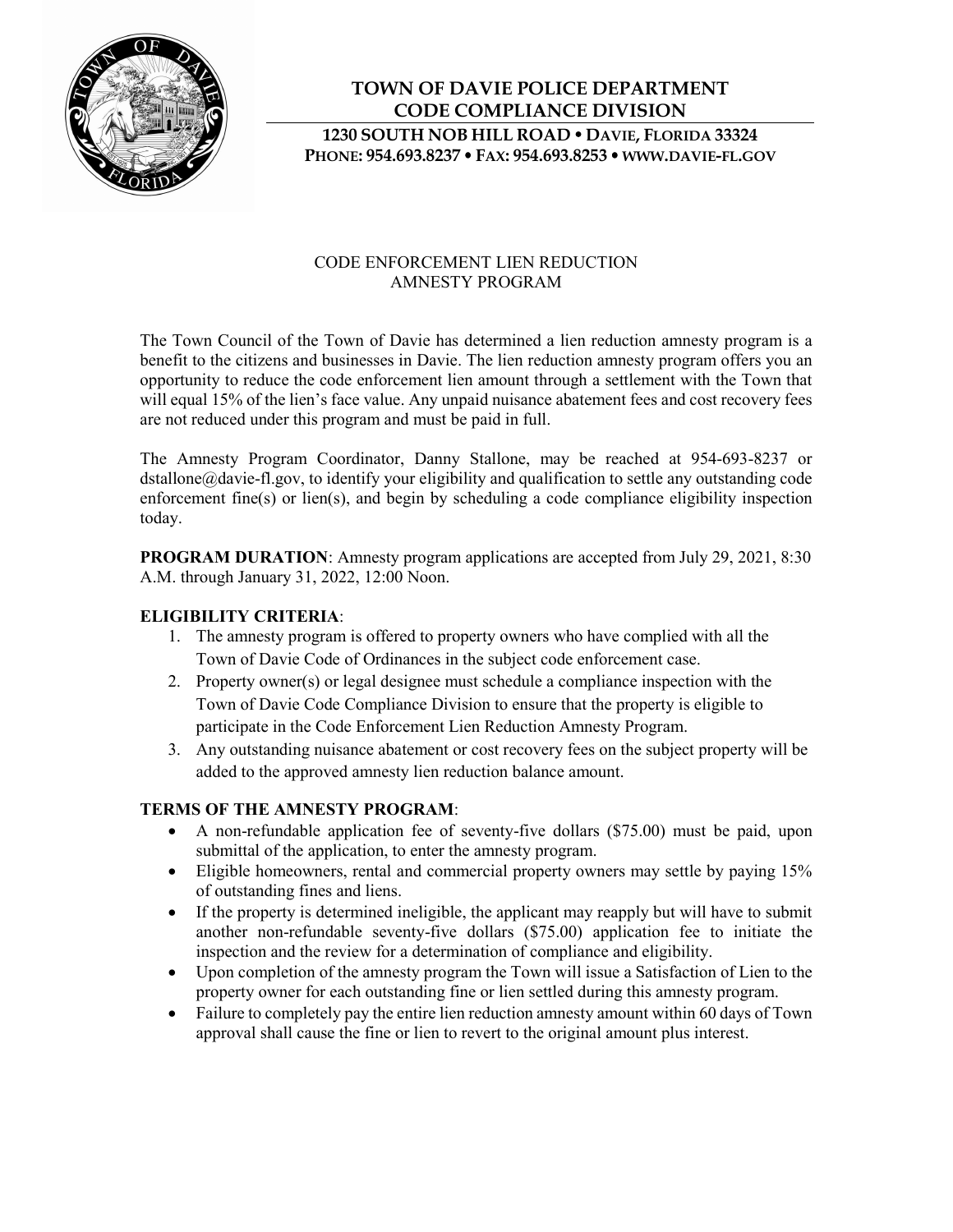# TOWN OF DAVIE POLICE DEPARTMENT
# CODE COMPLIANCE DIVISION

**1230 SOUTH NOB HILL ROAD • DAVIE, FLORIDA 33324**
**PHONE: 954.693.8237 • FAX: 954.693.8253 • WWW.DAVIE-FL.GOV**

## CODE ENFORCEMENT LIEN REDUCTION AMNESTY PROGRAM

The Town Council of the Town of Davie has determined a lien reduction amnesty program is a benefit to the citizens and businesses in Davie. The lien reduction amnesty program offers you an opportunity to reduce the code enforcement lien amount through a settlement with the Town that will equal 15% of the lien's face value. Any unpaid nuisance abatement fees and cost recovery fees are not reduced under this program and must be paid in full.

The Amnesty Program Coordinator, Danny Stallone, may be reached at 954-693-8237 or dstallone@davie-fl.gov, to identify your eligibility and qualification to settle any outstanding code enforcement fine(s) or lien(s), and begin by scheduling a code compliance eligibility inspection today.

**PROGRAM DURATION**: Amnesty program applications are accepted from July 29, 2021, 8:30 A.M. through January 31, 2022, 12:00 Noon.

**ELIGIBILITY CRITERIA**:

1. The amnesty program is offered to property owners who have complied with all the Town of Davie Code of Ordinances in the subject code enforcement case.
2. Property owner(s) or legal designee must schedule a compliance inspection with the Town of Davie Code Compliance Division to ensure that the property is eligible to participate in the Code Enforcement Lien Reduction Amnesty Program.
3. Any outstanding nuisance abatement or cost recovery fees on the subject property will be added to the approved amnesty lien reduction balance amount.

**TERMS OF THE AMNESTY PROGRAM**:

- A non-refundable application fee of seventy-five dollars ($75.00) must be paid, upon submittal of the application, to enter the amnesty program.
- Eligible homeowners, rental and commercial property owners may settle by paying 15% of outstanding fines and liens.
- If the property is determined ineligible, the applicant may reapply but will have to submit another non-refundable seventy-five dollars ($75.00) application fee to initiate the inspection and the review for a determination of compliance and eligibility.
- Upon completion of the amnesty program the Town will issue a Satisfaction of Lien to the property owner for each outstanding fine or lien settled during this amnesty program.
- Failure to completely pay the entire lien reduction amnesty amount within 60 days of Town approval shall cause the fine or lien to revert to the original amount plus interest.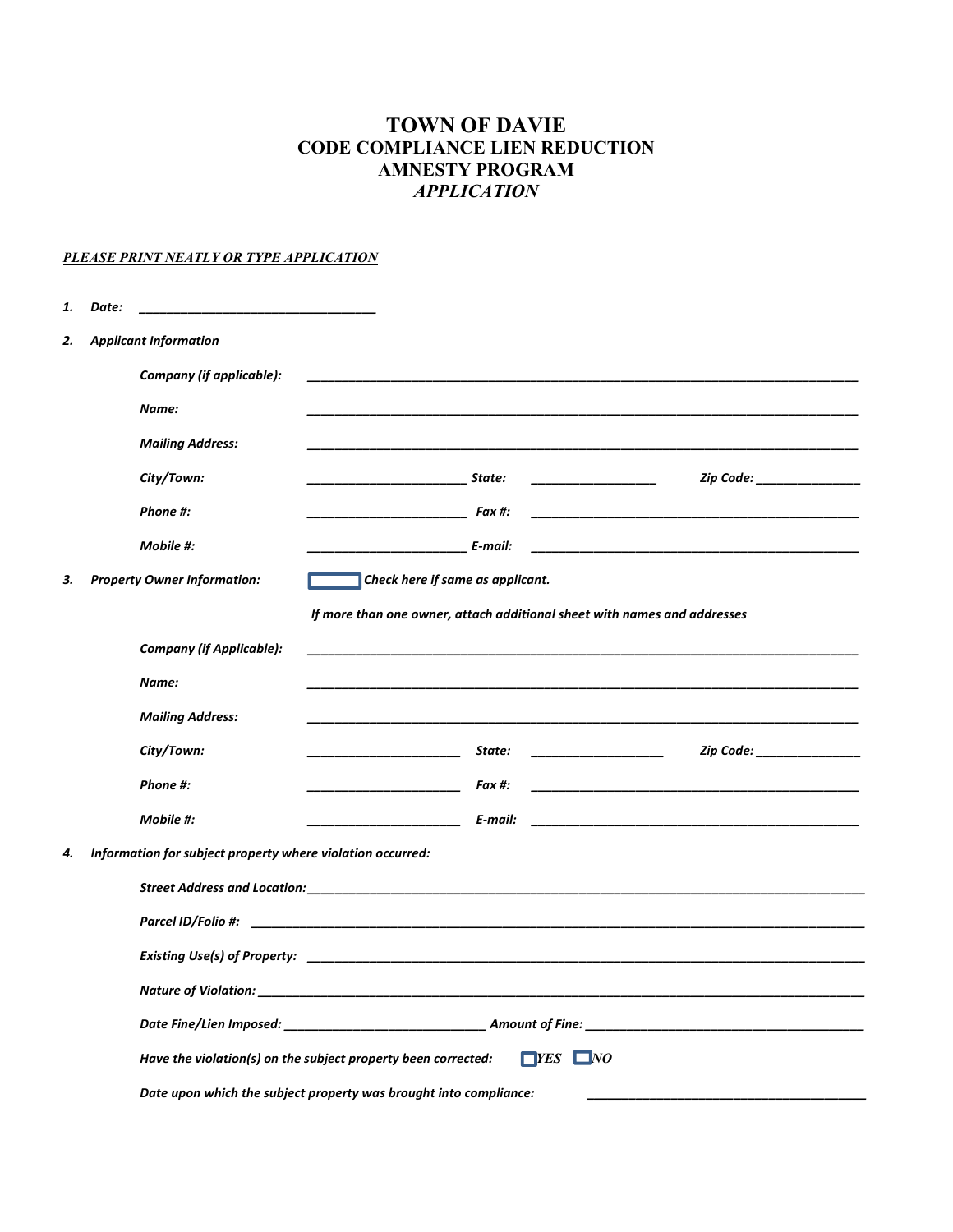# TOWN OF DAVIE
## CODE COMPLIANCE LIEN REDUCTION AMNESTY PROGRAM
### *APPLICATION*

***PLEASE PRINT NEATLY OR TYPE APPLICATION***

1. ***Date:*** ___________________________________

2. ***Applicant Information***

   ***Company (if applicable):*** ___________________________________

   ***Name:*** ___________________________________

   ***Mailing Address:*** ___________________________________

   ***City/Town:*** ______________________ ***State:*** __________________ ***Zip Code:*** _______________

   ***Phone #:*** ______________________ ***Fax #:*** ___________________________________

   ***Mobile #:*** ______________________ ***E-mail:*** ___________________________________

3. ***Property Owner Information:*** ☐ ***Check here if same as applicant.***

   ***If more than one owner, attach additional sheet with names and addresses***

   ***Company (if Applicable):*** ___________________________________

   ***Name:*** ___________________________________

   ***Mailing Address:*** ___________________________________

   ***City/Town:*** ______________________ ***State:*** ___________________ ***Zip Code:*** _______________

   ***Phone #:*** ______________________ ***Fax #:*** ___________________________________

   ***Mobile #:*** ______________________ ***E-mail:*** ___________________________________

4. ***Information for subject property where violation occurred:***

   ***Street Address and Location:*** ___________________________________

   ***Parcel ID/Folio #:*** ___________________________________

   ***Existing Use(s) of Property:*** ___________________________________

   ***Nature of Violation:*** ___________________________________

   ***Date Fine/Lien Imposed:*** ____________________________ ***Amount of Fine:*** ___________________________________

   ***Have the violation(s) on the subject property been corrected:*** ☐ ***YES*** ☐ ***NO***

   ***Date upon which the subject property was brought into compliance:*** ___________________________________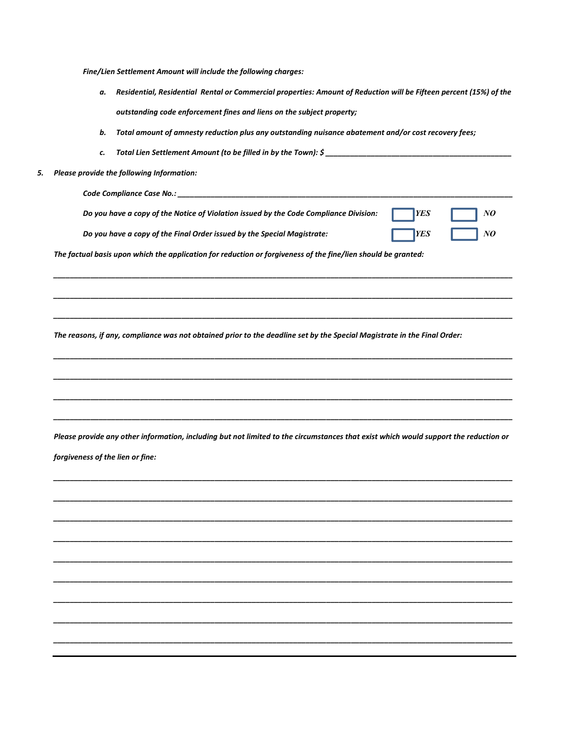***Fine/Lien Settlement Amount will include the following charges:***

a. ***Residential, Residential Rental or Commercial properties: Amount of Reduction will be Fifteen percent (15%) of the outstanding code enforcement fines and liens on the subject property;***

b. ***Total amount of amnesty reduction plus any outstanding nuisance abatement and/or cost recovery fees;***

c. ***Total Lien Settlement Amount (to be filled in by the Town): $ _______________________________________________***

5. ***Please provide the following Information:***

***Code Compliance Case No.: _______________________________________________________________________________***

***Do you have a copy of the Notice of Violation issued by the Code Compliance Division:*** ☐ ***YES*** ☐ ***NO***

***Do you have a copy of the Final Order issued by the Special Magistrate:*** ☐ ***YES*** ☐ ***NO***

***The factual basis upon which the application for reduction or forgiveness of the fine/lien should be granted:***

_____________________________________________________________________________________________________

_____________________________________________________________________________________________________

_____________________________________________________________________________________________________

***The reasons, if any, compliance was not obtained prior to the deadline set by the Special Magistrate in the Final Order:***

_____________________________________________________________________________________________________

_____________________________________________________________________________________________________

_____________________________________________________________________________________________________

_____________________________________________________________________________________________________

***Please provide any other information, including but not limited to the circumstances that exist which would support the reduction or forgiveness of the lien or fine:***

_____________________________________________________________________________________________________

_____________________________________________________________________________________________________

_____________________________________________________________________________________________________

_____________________________________________________________________________________________________

_____________________________________________________________________________________________________

_____________________________________________________________________________________________________

_____________________________________________________________________________________________________

_____________________________________________________________________________________________________

_____________________________________________________________________________________________________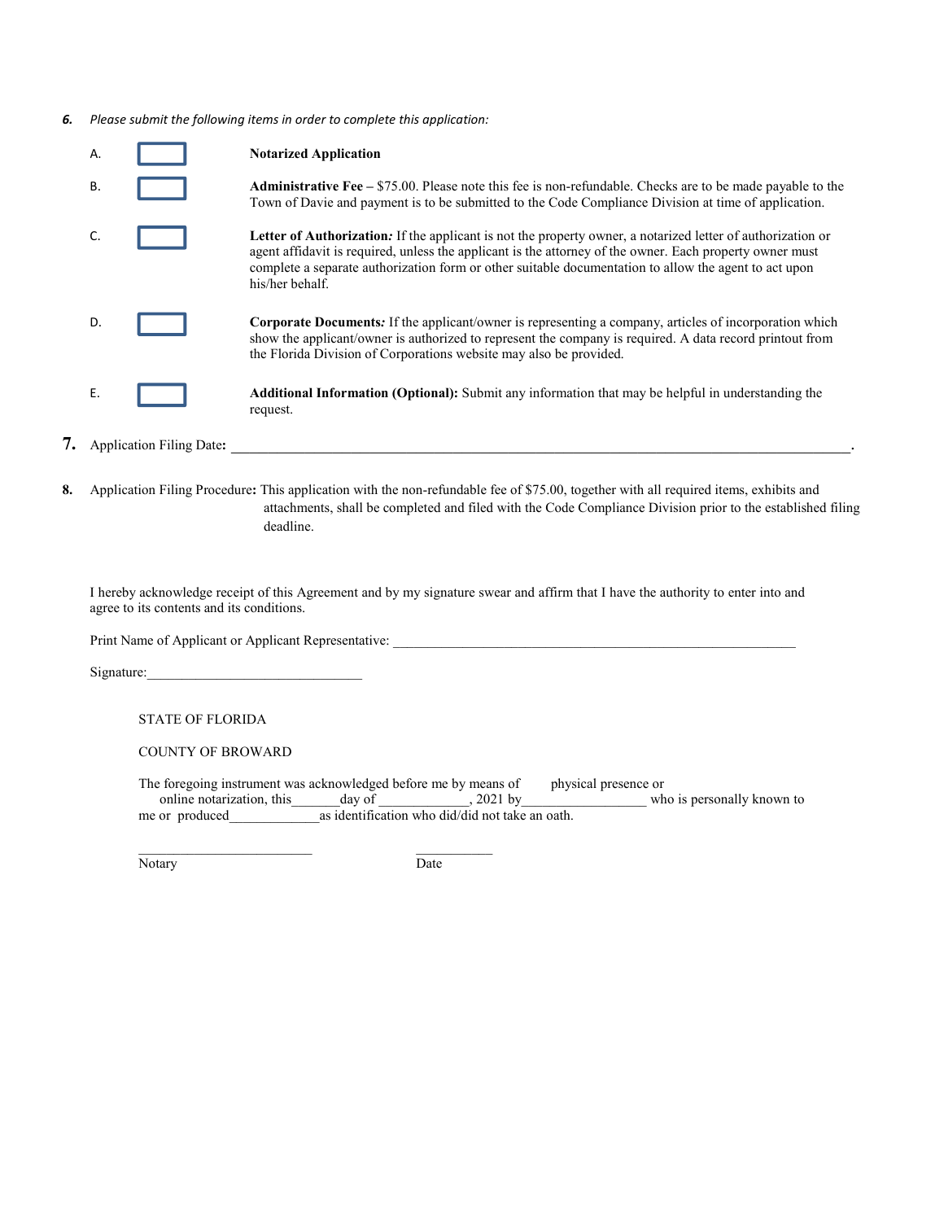6. *Please submit the following items in order to complete this application:*

- A. ☐ **Notarized Application**
- B. ☐ **Administrative Fee –** $75.00. Please note this fee is non-refundable. Checks are to be made payable to the Town of Davie and payment is to be submitted to the Code Compliance Division at time of application.
- C. ☐ **Letter of Authorization***:* If the applicant is not the property owner, a notarized letter of authorization or agent affidavit is required, unless the applicant is the attorney of the owner. Each property owner must complete a separate authorization form or other suitable documentation to allow the agent to act upon his/her behalf.
- D. ☐ **Corporate Documents***:* If the applicant/owner is representing a company, articles of incorporation which show the applicant/owner is authorized to represent the company is required. A data record printout from the Florida Division of Corporations website may also be provided.
- E. ☐ **Additional Information (Optional):** Submit any information that may be helpful in understanding the request.

7. Application Filing Date**:** \_\_\_\_\_\_\_\_\_\_\_\_\_\_\_\_\_\_\_\_\_\_\_\_\_\_\_\_\_\_\_\_\_\_\_\_\_\_\_\_\_\_\_\_\_\_\_\_\_\_\_\_\_\_\_\_\_\_\_\_\_\_\_\_\_\_.

8. Application Filing Procedure**:** This application with the non-refundable fee of $75.00, together with all required items, exhibits and attachments, shall be completed and filed with the Code Compliance Division prior to the established filing deadline.

I hereby acknowledge receipt of this Agreement and by my signature swear and affirm that I have the authority to enter into and agree to its contents and its conditions.

Print Name of Applicant or Applicant Representative: \_\_\_\_\_\_\_\_\_\_\_\_\_\_\_\_\_\_\_\_\_\_\_\_\_\_\_\_\_\_\_\_\_\_\_\_\_\_\_\_\_\_\_\_\_\_\_\_

Signature:\_\_\_\_\_\_\_\_\_\_\_\_\_\_\_\_\_\_\_\_\_\_\_\_\_\_\_\_\_\_\_

STATE OF FLORIDA

COUNTY OF BROWARD

The foregoing instrument was acknowledged before me by means of ☐ physical presence or ☐ online notarization, this\_\_\_\_\_\_\_day of \_\_\_\_\_\_\_\_\_\_\_\_\_, 2021 by\_\_\_\_\_\_\_\_\_\_\_\_\_\_\_\_\_\_ who is personally known to me or produced\_\_\_\_\_\_\_\_\_\_\_\_\_as identification who did/did not take an oath.

\_\_\_\_\_\_\_\_\_\_\_\_\_\_\_\_\_\_\_\_\_\_\_\_\_\_ \_\_\_\_\_\_\_\_\_\_\_\_

Notary Date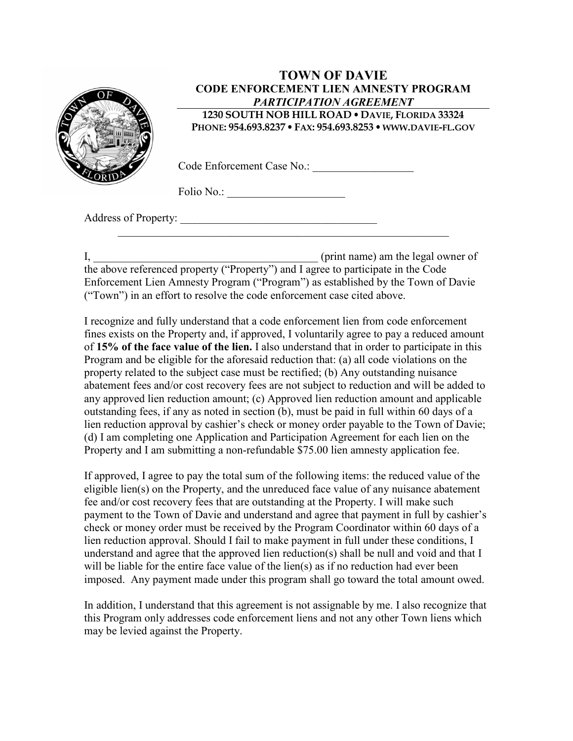# TOWN OF DAVIE

## CODE ENFORCEMENT LIEN AMNESTY PROGRAM

### *PARTICIPATION AGREEMENT*

**1230 SOUTH NOB HILL ROAD • DAVIE, FLORIDA 33324**
**PHONE: 954.693.8237 • FAX: 954.693.8253 • WWW.DAVIE-FL.GOV**

Code Enforcement Case No.: __________________

Folio No.: _____________________

Address of Property: ____________________________________
_____________________________________________________

I, ________________________________________ (print name) am the legal owner of the above referenced property ("Property") and I agree to participate in the Code Enforcement Lien Amnesty Program ("Program") as established by the Town of Davie ("Town") in an effort to resolve the code enforcement case cited above.

I recognize and fully understand that a code enforcement lien from code enforcement fines exists on the Property and, if approved, I voluntarily agree to pay a reduced amount of **15% of the face value of the lien.** I also understand that in order to participate in this Program and be eligible for the aforesaid reduction that: (a) all code violations on the property related to the subject case must be rectified; (b) Any outstanding nuisance abatement fees and/or cost recovery fees are not subject to reduction and will be added to any approved lien reduction amount; (c) Approved lien reduction amount and applicable outstanding fees, if any as noted in section (b), must be paid in full within 60 days of a lien reduction approval by cashier's check or money order payable to the Town of Davie; (d) I am completing one Application and Participation Agreement for each lien on the Property and I am submitting a non-refundable $75.00 lien amnesty application fee.

If approved, I agree to pay the total sum of the following items: the reduced value of the eligible lien(s) on the Property, and the unreduced face value of any nuisance abatement fee and/or cost recovery fees that are outstanding at the Property. I will make such payment to the Town of Davie and understand and agree that payment in full by cashier's check or money order must be received by the Program Coordinator within 60 days of a lien reduction approval. Should I fail to make payment in full under these conditions, I understand and agree that the approved lien reduction(s) shall be null and void and that I will be liable for the entire face value of the lien(s) as if no reduction had ever been imposed. Any payment made under this program shall go toward the total amount owed.

In addition, I understand that this agreement is not assignable by me. I also recognize that this Program only addresses code enforcement liens and not any other Town liens which may be levied against the Property.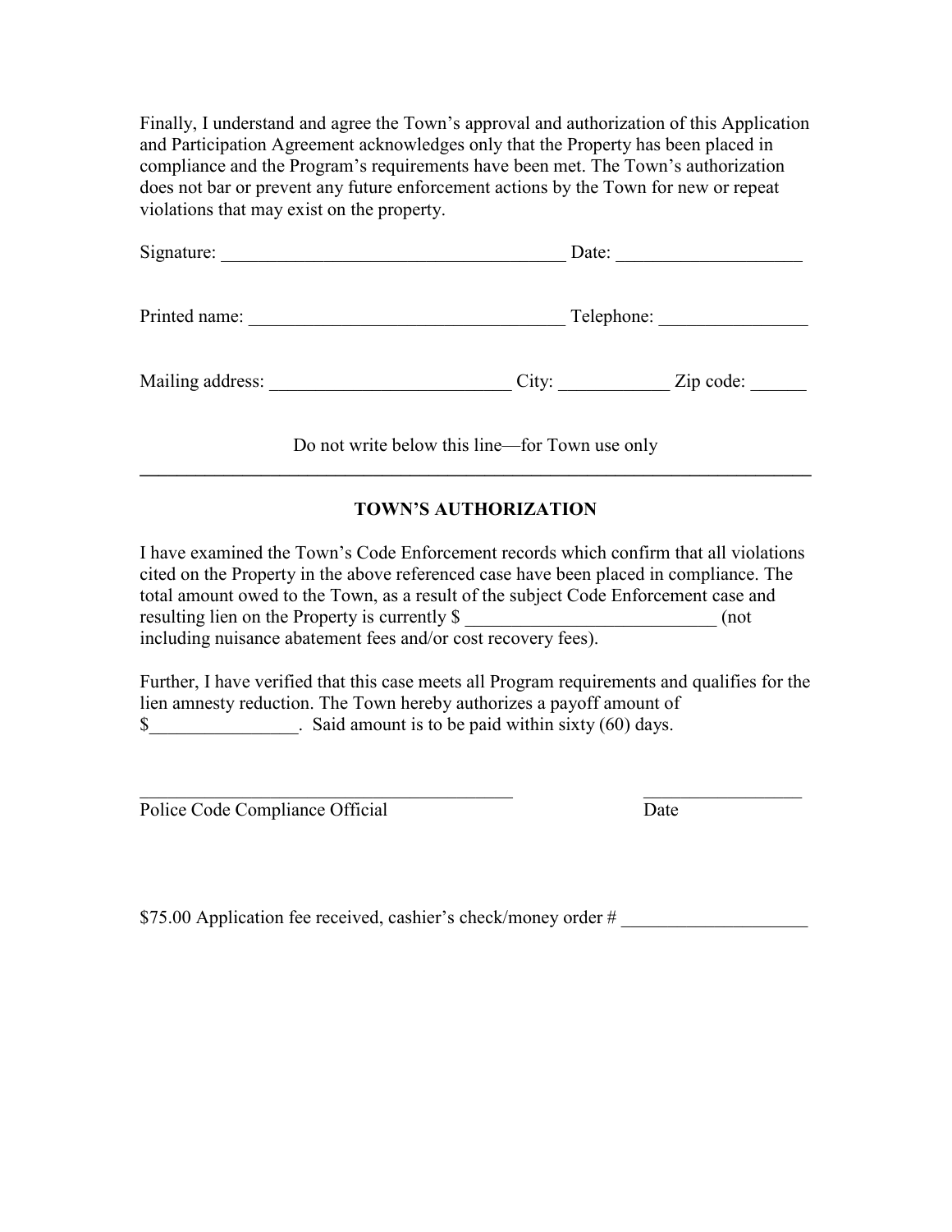Finally, I understand and agree the Town's approval and authorization of this Application and Participation Agreement acknowledges only that the Property has been placed in compliance and the Program's requirements have been met. The Town's authorization does not bar or prevent any future enforcement actions by the Town for new or repeat violations that may exist on the property.

Signature: _____________________________________ Date: ___________________

Printed name: __________________________________ Telephone: _______________

Mailing address: _________________________ City: ___________ Zip code: ______

Do not write below this line—for Town use only

---

## TOWN'S AUTHORIZATION

I have examined the Town's Code Enforcement records which confirm that all violations cited on the Property in the above referenced case have been placed in compliance. The total amount owed to the Town, as a result of the subject Code Enforcement case and resulting lien on the Property is currently $ __________________________ (not including nuisance abatement fees and/or cost recovery fees).

Further, I have verified that this case meets all Program requirements and qualifies for the lien amnesty reduction. The Town hereby authorizes a payoff amount of $________________. Said amount is to be paid within sixty (60) days.

_________________________________________ _________________

Police Code Compliance Official Date

$75.00 Application fee received, cashier's check/money order # ___________________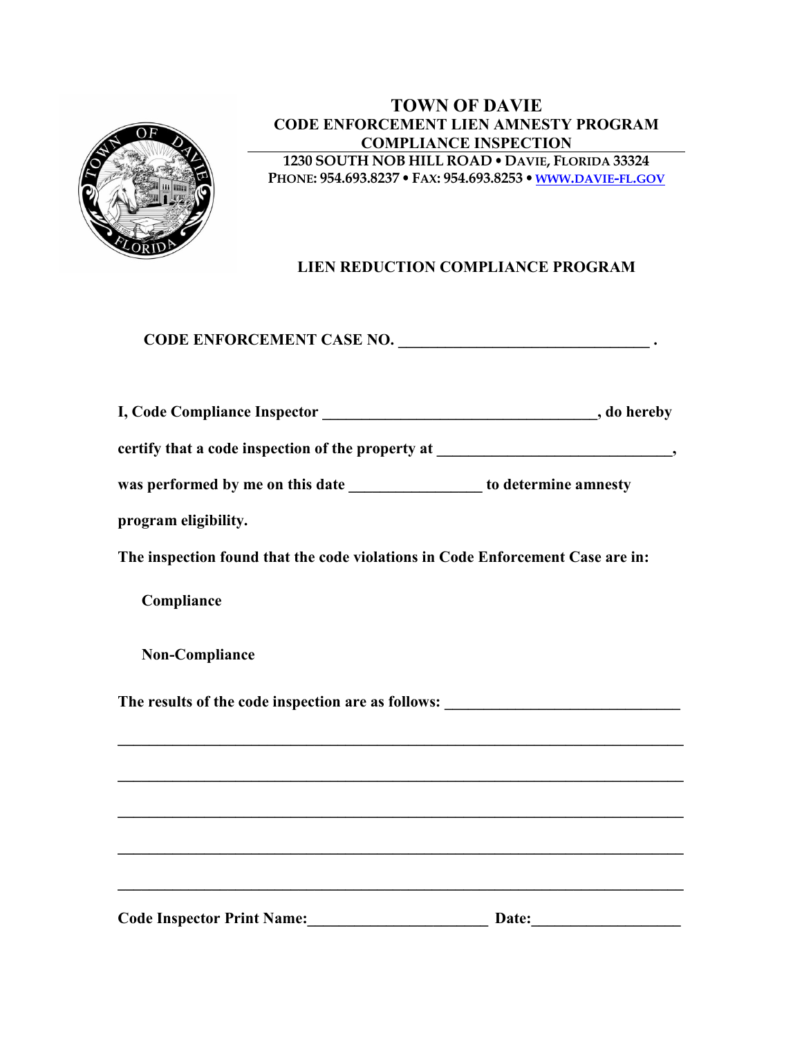# TOWN OF DAVIE

## CODE ENFORCEMENT LIEN AMNESTY PROGRAM

## COMPLIANCE INSPECTION

**1230 SOUTH NOB HILL ROAD • DAVIE, FLORIDA 33324**
**PHONE: 954.693.8237 • FAX: 954.693.8253 • WWW.DAVIE-FL.GOV**

### LIEN REDUCTION COMPLIANCE PROGRAM

**CODE ENFORCEMENT CASE NO. ________________________________ .**

**I, Code Compliance Inspector ___________________________________, do hereby certify that a code inspection of the property at _____________________________, was performed by me on this date ________________ to determine amnesty program eligibility.**

**The inspection found that the code violations in Code Enforcement Case are in:**

**Compliance**

**Non-Compliance**

**The results of the code inspection are as follows: _____________________________**

**_________________________________________________________________________**

**_________________________________________________________________________**

**_________________________________________________________________________**

**_________________________________________________________________________**

**_________________________________________________________________________**

**Code Inspector Print Name:______________________ Date:__________________**